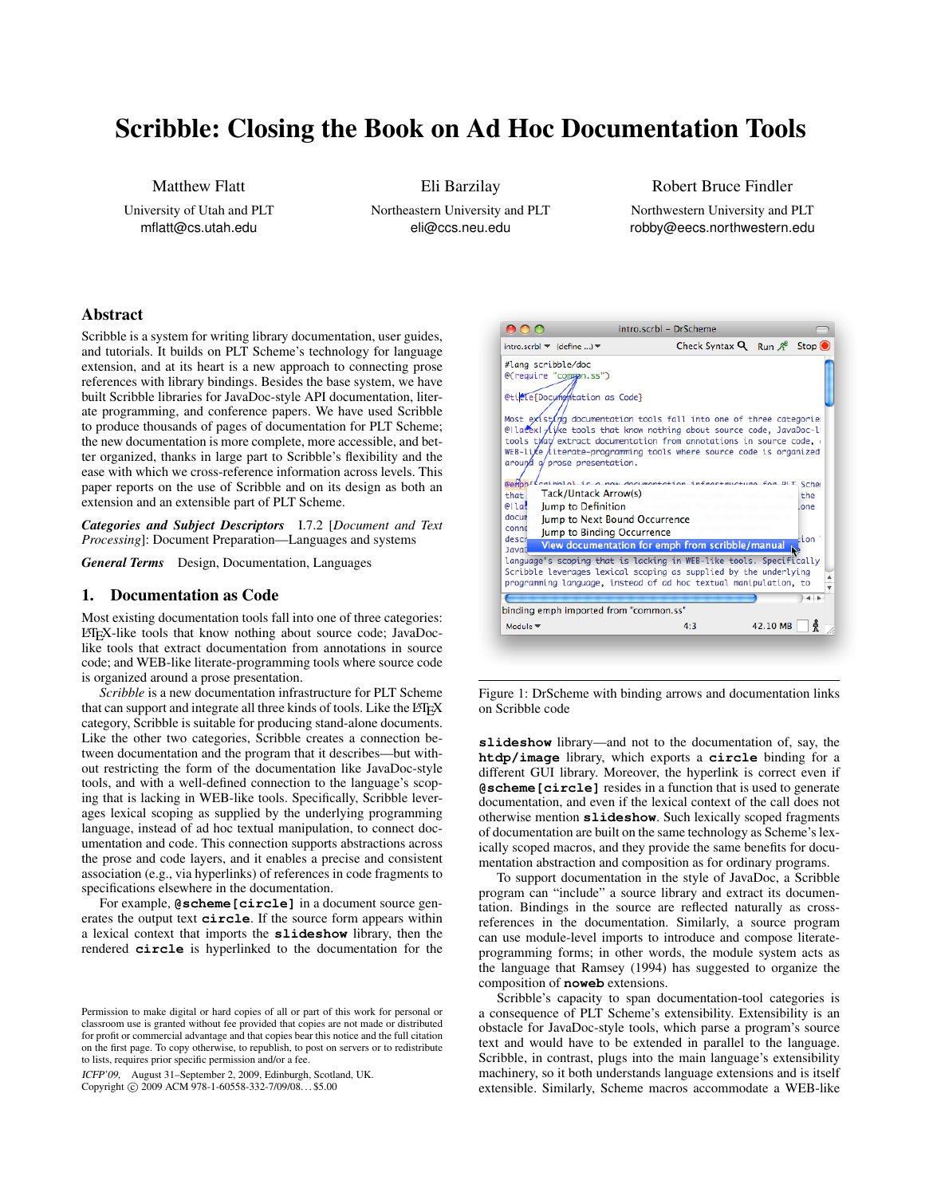# Scribble: Closing the Book on Ad Hoc Documentation Tools

Matthew Flatt
University of Utah and PLT
mflatt@cs.utah.edu

Eli Barzilay
Northeastern University and PLT
eli@ccs.neu.edu

Robert Bruce Findler
Northwestern University and PLT
robby@eecs.northwestern.edu

## Abstract

Scribble is a system for writing library documentation, user guides, and tutorials. It builds on PLT Scheme's technology for language extension, and at its heart is a new approach to connecting prose references with library bindings. Besides the base system, we have built Scribble libraries for JavaDoc-style API documentation, literate programming, and conference papers. We have used Scribble to produce thousands of pages of documentation for PLT Scheme; the new documentation is more complete, more accessible, and better organized, thanks in large part to Scribble's flexibility and the ease with which we cross-reference information across levels. This paper reports on the use of Scribble and on its design as both an extension and an extensible part of PLT Scheme.

***Categories and Subject Descriptors*** I.7.2 [*Document and Text Processing*]: Document Preparation—Languages and systems

***General Terms*** Design, Documentation, Languages

## 1. Documentation as Code

Most existing documentation tools fall into one of three categories: LaTeX-like tools that know nothing about source code; JavaDoc-like tools that extract documentation from annotations in source code; and WEB-like literate-programming tools where source code is organized around a prose presentation.

*Scribble* is a new documentation infrastructure for PLT Scheme that can support and integrate all three kinds of tools. Like the LaTeX category, Scribble is suitable for producing stand-alone documents. Like the other two categories, Scribble creates a connection between documentation and the program that it describes—but without restricting the form of the documentation like JavaDoc-style tools, and with a well-defined connection to the language's scoping that is lacking in WEB-like tools. Specifically, Scribble leverages lexical scoping as supplied by the underlying programming language, instead of ad hoc textual manipulation, to connect documentation and code. This connection supports abstractions across the prose and code layers, and it enables a precise and consistent association (e.g., via hyperlinks) of references in code fragments to specifications elsewhere in the documentation.

For example, `@scheme[circle]` in a document source generates the output text `circle`. If the source form appears within a lexical context that imports the `slideshow` library, then the rendered `circle` is hyperlinked to the documentation for the `slideshow` library—and not to the documentation of, say, the `htdp/image` library, which exports a `circle` binding for a different GUI library. Moreover, the hyperlink is correct even if `@scheme[circle]` resides in a function that is used to generate documentation, and even if the lexical context of the call does not otherwise mention `slideshow`. Such lexically scoped fragments of documentation are built on the same technology as Scheme's lexically scoped macros, and they provide the same benefits for documentation abstraction and composition as for ordinary programs.

Figure 1: DrScheme with binding arrows and documentation links on Scribble code

To support documentation in the style of JavaDoc, a Scribble program can "include" a source library and extract its documentation. Bindings in the source are reflected naturally as cross-references in the documentation. Similarly, a source program can use module-level imports to introduce and compose literate-programming forms; in other words, the module system acts as the language that Ramsey (1994) has suggested to organize the composition of `noweb` extensions.

Scribble's capacity to span documentation-tool categories is a consequence of PLT Scheme's extensibility. Extensibility is an obstacle for JavaDoc-style tools, which parse a program's source text and would have to be extended in parallel to the language. Scribble, in contrast, plugs into the main language's extensibility machinery, so it both understands language extensions and is itself extensible. Similarly, Scheme macros accommodate a WEB-like

Permission to make digital or hard copies of all or part of this work for personal or classroom use is granted without fee provided that copies are not made or distributed for profit or commercial advantage and that copies bear this notice and the full citation on the first page. To copy otherwise, to republish, to post on servers or to redistribute to lists, requires prior specific permission and/or a fee.
*ICFP'09,* August 31–September 2, 2009, Edinburgh, Scotland, UK.
Copyright © 2009 ACM 978-1-60558-332-7/09/08... $5.00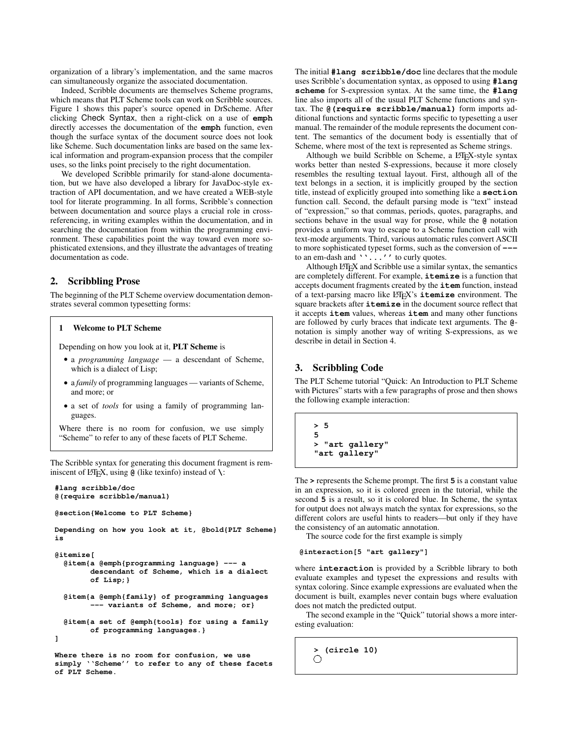organization of a library's implementation, and the same macros can simultaneously organize the associated documentation.

Indeed, Scribble documents are themselves Scheme programs, which means that PLT Scheme tools can work on Scribble sources. Figure 1 shows this paper's source opened in DrScheme. After clicking Check Syntax, then a right-click on a use of **emph** directly accesses the documentation of the **emph** function, even though the surface syntax of the document source does not look like Scheme. Such documentation links are based on the same lexical information and program-expansion process that the compiler uses, so the links point precisely to the right documentation.

We developed Scribble primarily for stand-alone documentation, but we have also developed a library for JavaDoc-style extraction of API documentation, and we have created a WEB-style tool for literate programming. In all forms, Scribble's connection between documentation and source plays a crucial role in cross-referencing, in writing examples within the documentation, and in searching the documentation from within the programming environment. These capabilities point the way toward even more sophisticated extensions, and they illustrate the advantages of treating documentation as code.

## 2. Scribbling Prose

The beginning of the PLT Scheme overview documentation demonstrates several common typesetting forms:

> **1 Welcome to PLT Scheme**
>
> Depending on how you look at it, **PLT Scheme** is
>
> - a *programming language* — a descendant of Scheme, which is a dialect of Lisp;
> - a *family* of programming languages — variants of Scheme, and more; or
> - a set of *tools* for using a family of programming languages.
>
> Where there is no room for confusion, we use simply "Scheme" to refer to any of these facets of PLT Scheme.

The Scribble syntax for generating this document fragment is reminiscent of LaTeX, using **@** (like texinfo) instead of **\**:

```
#lang scribble/doc
@(require scribble/manual)

@section{Welcome to PLT Scheme}

Depending on how you look at it, @bold{PLT Scheme}
is

@itemize[
  @item{a @emph{programming language} --- a
        descendant of Scheme, which is a dialect
        of Lisp;}

  @item{a @emph{family} of programming languages
        --- variants of Scheme, and more; or}

  @item{a set of @emph{tools} for using a family
        of programming languages.}
]

Where there is no room for confusion, we use
simply ``Scheme'' to refer to any of these facets
of PLT Scheme.
```

The initial **#lang scribble/doc** line declares that the module uses Scribble's documentation syntax, as opposed to using **#lang scheme** for S-expression syntax. At the same time, the **#lang** line also imports all of the usual PLT Scheme functions and syntax. The **@(require scribble/manual)** form imports additional functions and syntactic forms specific to typesetting a user manual. The remainder of the module represents the document content. The semantics of the document body is essentially that of Scheme, where most of the text is represented as Scheme strings.

Although we build Scribble on Scheme, a LaTeX-style syntax works better than nested S-expressions, because it more closely resembles the resulting textual layout. First, although all of the text belongs in a section, it is implicitly grouped by the section title, instead of explicitly grouped into something like a **section** function call. Second, the default parsing mode is "text" instead of "expression," so that commas, periods, quotes, paragraphs, and sections behave in the usual way for prose, while the **@** notation provides a uniform way to escape to a Scheme function call with text-mode arguments. Third, various automatic rules convert ASCII to more sophisticated typeset forms, such as the conversion of **---** to an em-dash and **``...''** to curly quotes.

Although LaTeX and Scribble use a similar syntax, the semantics are completely different. For example, **itemize** is a function that accepts document fragments created by the **item** function, instead of a text-parsing macro like LaTeX's **itemize** environment. The square brackets after **itemize** in the document source reflect that it accepts **item** values, whereas **item** and many other functions are followed by curly braces that indicate text arguments. The **@**-notation is simply another way of writing S-expressions, as we describe in detail in Section 4.

## 3. Scribbling Code

The PLT Scheme tutorial "Quick: An Introduction to PLT Scheme with Pictures" starts with a few paragraphs of prose and then shows the following example interaction:

```
> 5
5
> "art gallery"
"art gallery"
```

The **>** represents the Scheme prompt. The first **5** is a constant value in an expression, so it is colored green in the tutorial, while the second **5** is a result, so it is colored blue. In Scheme, the syntax for output does not always match the syntax for expressions, so the different colors are useful hints to readers—but only if they have the consistency of an automatic annotation.

The source code for the first example is simply

```
@interaction[5 "art gallery"]
```

where **interaction** is provided by a Scribble library to both evaluate examples and typeset the expressions and results with syntax coloring. Since example expressions are evaluated when the document is built, examples never contain bugs where evaluation does not match the predicted output.

The second example in the "Quick" tutorial shows a more interesting evaluation:

```
> (circle 10)
○
```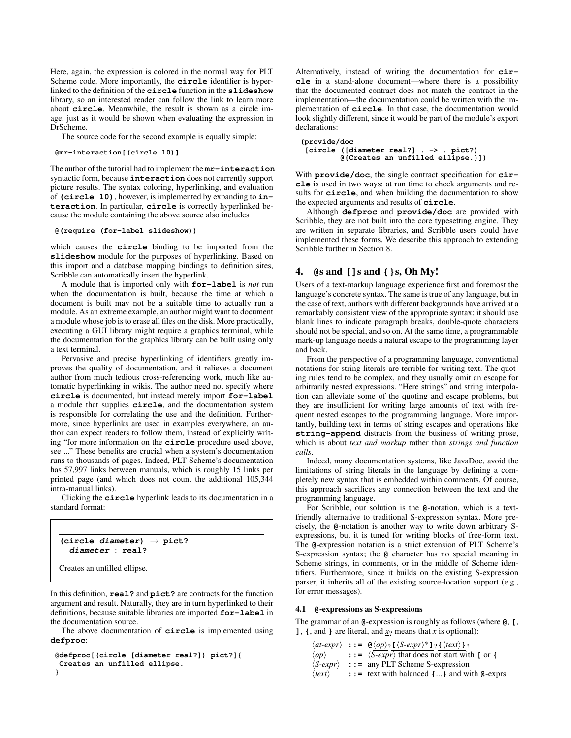Here, again, the expression is colored in the normal way for PLT Scheme code. More importantly, the **circle** identifier is hyperlinked to the definition of the **circle** function in the **slideshow** library, so an interested reader can follow the link to learn more about **circle**. Meanwhile, the result is shown as a circle image, just as it would be shown when evaluating the expression in DrScheme.

The source code for the second example is equally simple:

```
@mr-interaction[(circle 10)]
```

The author of the tutorial had to implement the **mr-interaction** syntactic form, because **interaction** does not currently support picture results. The syntax coloring, hyperlinking, and evaluation of **(circle 10)**, however, is implemented by expanding to **interaction**. In particular, **circle** is correctly hyperlinked because the module containing the above source also includes

```
@(require (for-label slideshow))
```

which causes the **circle** binding to be imported from the **slideshow** module for the purposes of hyperlinking. Based on this import and a database mapping bindings to definition sites, Scribble can automatically insert the hyperlink.

A module that is imported only with **for-label** is *not* run when the documentation is built, because the time at which a document is built may not be a suitable time to actually run a module. As an extreme example, an author might want to document a module whose job is to erase all files on the disk. More practically, executing a GUI library might require a graphics terminal, while the documentation for the graphics library can be built using only a text terminal.

Pervasive and precise hyperlinking of identifiers greatly improves the quality of documentation, and it relieves a document author from much tedious cross-referencing work, much like automatic hyperlinking in wikis. The author need not specify where **circle** is documented, but instead merely import **for-label** a module that supplies **circle**, and the documentation system is responsible for correlating the use and the definition. Furthermore, since hyperlinks are used in examples everywhere, an author can expect readers to follow them, instead of explicitly writing "for more information on the **circle** procedure used above, see ..." These benefits are crucial when a system's documentation runs to thousands of pages. Indeed, PLT Scheme's documentation has 57,997 links between manuals, which is roughly 15 links per printed page (and which does not count the additional 105,344 intra-manual links).

Clicking the **circle** hyperlink leads to its documentation in a standard format:

> **(circle *diameter*)** → **pict?**
> &nbsp;&nbsp;***diameter*** : **real?**
>
> Creates an unfilled ellipse.

In this definition, **real?** and **pict?** are contracts for the function argument and result. Naturally, they are in turn hyperlinked to their definitions, because suitable libraries are imported **for-label** in the documentation source.

The above documentation of **circle** is implemented using **defproc**:

```
@defproc[(circle [diameter real?]) pict?]{
 Creates an unfilled ellipse.
}
```

Alternatively, instead of writing the documentation for **circle** in a stand-alone document—where there is a possibility that the documented contract does not match the contract in the implementation—the documentation could be written with the implementation of **circle**. In that case, the documentation would look slightly different, since it would be part of the module's export declarations:

```
(provide/doc
 [circle ([diameter real?] . -> . pict?)
         @{Creates an unfilled ellipse.}])
```

With **provide/doc**, the single contract specification for **circle** is used in two ways: at run time to check arguments and results for **circle**, and when building the documentation to show the expected arguments and results of **circle**.

Although **defproc** and **provide/doc** are provided with Scribble, they are not built into the core typesetting engine. They are written in separate libraries, and Scribble users could have implemented these forms. We describe this approach to extending Scribble further in Section 8.

## 4. @s and []s and {}s, Oh My!

Users of a text-markup language experience first and foremost the language's concrete syntax. The same is true of any language, but in the case of text, authors with different backgrounds have arrived at a remarkably consistent view of the appropriate syntax: it should use blank lines to indicate paragraph breaks, double-quote characters should not be special, and so on. At the same time, a programmable mark-up language needs a natural escape to the programming layer and back.

From the perspective of a programming language, conventional notations for string literals are terrible for writing text. The quoting rules tend to be complex, and they usually omit an escape for arbitrarily nested expressions. "Here strings" and string interpolation can alleviate some of the quoting and escape problems, but they are insufficient for writing large amounts of text with frequent nested escapes to the programming language. More importantly, building text in terms of string escapes and operations like **string-append** distracts from the business of writing prose, which is about *text and markup* rather than *strings and function calls*.

Indeed, many documentation systems, like JavaDoc, avoid the limitations of string literals in the language by defining a completely new syntax that is embedded within comments. Of course, this approach sacrifices any connection between the text and the programming language.

For Scribble, our solution is the **@**-notation, which is a text-friendly alternative to traditional S-expression syntax. More precisely, the **@**-notation is another way to write down arbitrary S-expressions, but it is tuned for writing blocks of free-form text. The **@**-expression notation is a strict extension of PLT Scheme's S-expression syntax; the **@** character has no special meaning in Scheme strings, in comments, or in the middle of Scheme identifiers. Furthermore, since it builds on the existing S-expression parser, it inherits all of the existing source-location support (e.g., for error messages).

### 4.1 @-expressions as S-expressions

The grammar of an **@**-expression is roughly as follows (where **@**, **[**, **]**, **{**, and **}** are literal, and $\underline{x}_?$ means that $x$ is optional):

| | | |
|---|---|---|
| ⟨*at-expr*⟩ | **::=** | **@**$\underline{\langle op \rangle}_?$$\underline{\texttt{[}\langle S\text{-}expr\rangle^*\texttt{]}}_?$$\underline{\texttt{\{}\langle text\rangle\texttt{\}}}_?$ |
| ⟨*op*⟩ | **::=** | ⟨*S-expr*⟩ that does not start with **[** or **{** |
| ⟨*S-expr*⟩ | **::=** | any PLT Scheme S-expression |
| ⟨*text*⟩ | **::=** | text with balanced **{**...**}** and with **@**-exprs |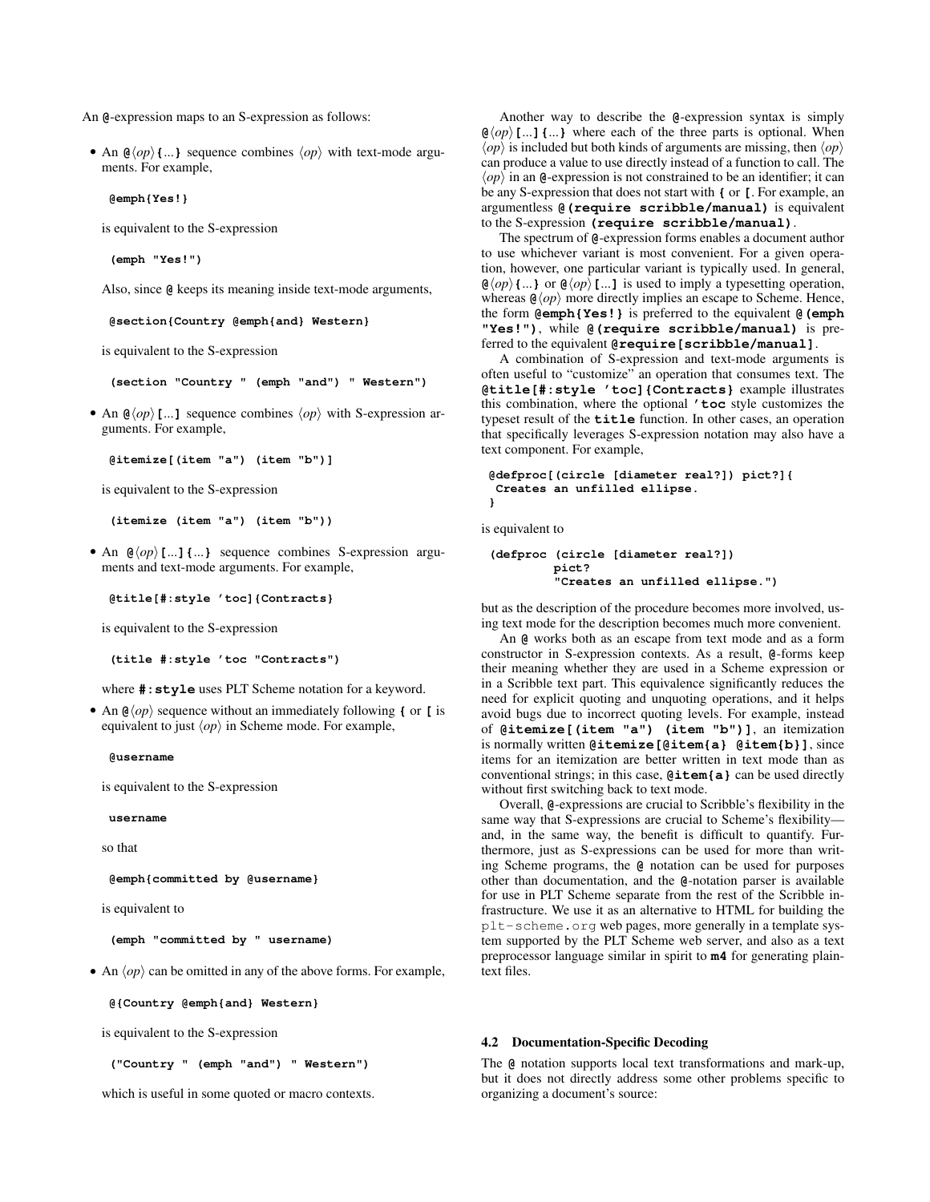An `@`-expression maps to an S-expression as follows:

- An `@`⟨*op*⟩`{`...`}` sequence combines ⟨*op*⟩ with text-mode arguments. For example,

  ```
  @emph{Yes!}
  ```

  is equivalent to the S-expression

  ```
  (emph "Yes!")
  ```

  Also, since `@` keeps its meaning inside text-mode arguments,

  ```
  @section{Country @emph{and} Western}
  ```

  is equivalent to the S-expression

  ```
  (section "Country " (emph "and") " Western")
  ```

- An `@`⟨*op*⟩`[`...`]` sequence combines ⟨*op*⟩ with S-expression arguments. For example,

  ```
  @itemize[(item "a") (item "b")]
  ```

  is equivalent to the S-expression

  ```
  (itemize (item "a") (item "b"))
  ```

- An `@`⟨*op*⟩`[`...`]{`...`}` sequence combines S-expression arguments and text-mode arguments. For example,

  ```
  @title[#:style 'toc]{Contracts}
  ```

  is equivalent to the S-expression

  ```
  (title #:style 'toc "Contracts")
  ```

  where `#:style` uses PLT Scheme notation for a keyword.

- An `@`⟨*op*⟩ sequence without an immediately following `{` or `[` is equivalent to just ⟨*op*⟩ in Scheme mode. For example,

  ```
  @username
  ```

  is equivalent to the S-expression

  ```
  username
  ```

  so that

  ```
  @emph{committed by @username}
  ```

  is equivalent to

  ```
  (emph "committed by " username)
  ```

- An ⟨*op*⟩ can be omitted in any of the above forms. For example,

  ```
  @{Country @emph{and} Western}
  ```

  is equivalent to the S-expression

  ```
  ("Country " (emph "and") " Western")
  ```

  which is useful in some quoted or macro contexts.

Another way to describe the `@`-expression syntax is simply `@`⟨*op*⟩`[`...`]{`...`}` where each of the three parts is optional. When ⟨*op*⟩ is included but both kinds of arguments are missing, then ⟨*op*⟩ can produce a value to use directly instead of a function to call. The ⟨*op*⟩ in an `@`-expression is not constrained to be an identifier; it can be any S-expression that does not start with `{` or `[`. For example, an argumentless `@(require scribble/manual)` is equivalent to the S-expression `(require scribble/manual)`.

The spectrum of `@`-expression forms enables a document author to use whichever variant is most convenient. For a given operation, however, one particular variant is typically used. In general, `@`⟨*op*⟩`{`...`}` or `@`⟨*op*⟩`[`...`]` is used to imply a typesetting operation, whereas `@`⟨*op*⟩ more directly implies an escape to Scheme. Hence, the form `@emph{Yes!}` is preferred to the equivalent `@(emph "Yes!")`, while `@(require scribble/manual)` is preferred to the equivalent `@require[scribble/manual]`.

A combination of S-expression and text-mode arguments is often useful to "customize" an operation that consumes text. The `@title[#:style 'toc]{Contracts}` example illustrates this combination, where the optional `'toc` style customizes the typeset result of the `title` function. In other cases, an operation that specifically leverages S-expression notation may also have a text component. For example,

```
@defproc[(circle [diameter real?]) pict?]{
  Creates an unfilled ellipse.
}
```

is equivalent to

```
(defproc (circle [diameter real?])
         pict?
         "Creates an unfilled ellipse.")
```

but as the description of the procedure becomes more involved, using text mode for the description becomes much more convenient.

An `@` works both as an escape from text mode and as a form constructor in S-expression contexts. As a result, `@`-forms keep their meaning whether they are used in a Scheme expression or in a Scribble text part. This equivalence significantly reduces the need for explicit quoting and unquoting operations, and it helps avoid bugs due to incorrect quoting levels. For example, instead of `@itemize[(item "a") (item "b")]`, an itemization is normally written `@itemize[@item{a} @item{b}]`, since items for an itemization are better written in text mode than as conventional strings; in this case, `@item{a}` can be used directly without first switching back to text mode.

Overall, `@`-expressions are crucial to Scribble's flexibility in the same way that S-expressions are crucial to Scheme's flexibility—and, in the same way, the benefit is difficult to quantify. Furthermore, just as S-expressions can be used for more than writing Scheme programs, the `@` notation can be used for purposes other than documentation, and the `@`-notation parser is available for use in PLT Scheme separate from the rest of the Scribble infrastructure. We use it as an alternative to HTML for building the `plt-scheme.org` web pages, more generally in a template system supported by the PLT Scheme web server, and also as a text preprocessor language similar in spirit to **m4** for generating plain-text files.

### 4.2 Documentation-Specific Decoding

The `@` notation supports local text transformations and mark-up, but it does not directly address some other problems specific to organizing a document's source: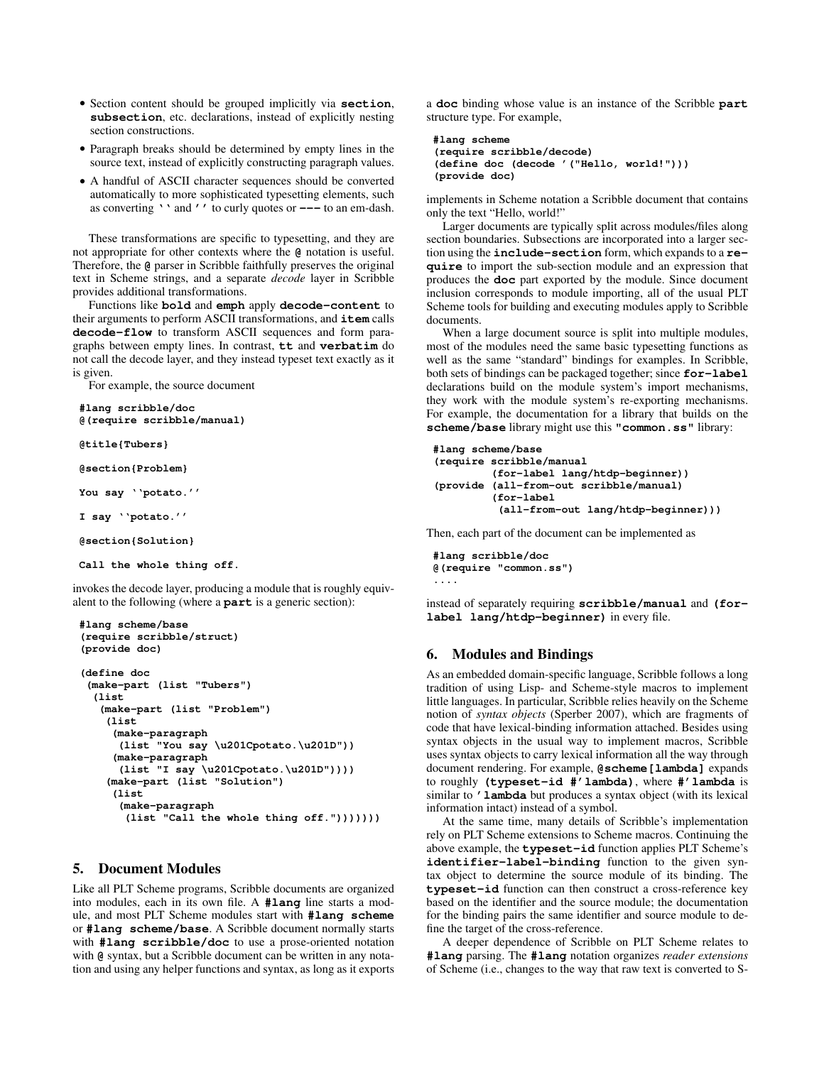- Section content should be grouped implicitly via **section**, **subsection**, etc. declarations, instead of explicitly nesting section constructions.
- Paragraph breaks should be determined by empty lines in the source text, instead of explicitly constructing paragraph values.
- A handful of ASCII character sequences should be converted automatically to more sophisticated typesetting elements, such as converting ` `` ` and `''` to curly quotes or `---` to an em-dash.

These transformations are specific to typesetting, and they are not appropriate for other contexts where the `@` notation is useful. Therefore, the `@` parser in Scribble faithfully preserves the original text in Scheme strings, and a separate *decode* layer in Scribble provides additional transformations.

Functions like **bold** and **emph** apply **decode-content** to their arguments to perform ASCII transformations, and **item** calls **decode-flow** to transform ASCII sequences and form paragraphs between empty lines. In contrast, **tt** and **verbatim** do not call the decode layer, and they instead typeset text exactly as it is given.

For example, the source document

```
#lang scribble/doc
@(require scribble/manual)

@title{Tubers}

@section{Problem}

You say ``potato.''

I say ``potato.''

@section{Solution}

Call the whole thing off.
```

invokes the decode layer, producing a module that is roughly equivalent to the following (where a **part** is a generic section):

```
#lang scheme/base
(require scribble/struct)
(provide doc)

(define doc
 (make-part (list "Tubers")
  (list
   (make-part (list "Problem")
    (list
     (make-paragraph
      (list "You say \u201Cpotato.\u201D"))
     (make-paragraph
      (list "I say \u201Cpotato.\u201D"))))
   (make-part (list "Solution")
    (list
     (make-paragraph
      (list "Call the whole thing off.")))))))
```

## 5. Document Modules

Like all PLT Scheme programs, Scribble documents are organized into modules, each in its own file. A **#lang** line starts a module, and most PLT Scheme modules start with **#lang scheme** or **#lang scheme/base**. A Scribble document normally starts with **#lang scribble/doc** to use a prose-oriented notation with `@` syntax, but a Scribble document can be written in any notation and using any helper functions and syntax, as long as it exports a **doc** binding whose value is an instance of the Scribble **part** structure type. For example,

```
#lang scheme
(require scribble/decode)
(define doc (decode '("Hello, world!")))
(provide doc)
```

implements in Scheme notation a Scribble document that contains only the text "Hello, world!"

Larger documents are typically split across modules/files along section boundaries. Subsections are incorporated into a larger section using the **include-section** form, which expands to a **require** to import the sub-section module and an expression that produces the **doc** part exported by the module. Since document inclusion corresponds to module importing, all of the usual PLT Scheme tools for building and executing modules apply to Scribble documents.

When a large document source is split into multiple modules, most of the modules need the same basic typesetting functions as well as the same "standard" bindings for examples. In Scribble, both sets of bindings can be packaged together; since **for-label** declarations build on the module system's import mechanisms, they work with the module system's re-exporting mechanisms. For example, the documentation for a library that builds on the **scheme/base** library might use this **"common.ss"** library:

```
#lang scheme/base
(require scribble/manual
         (for-label lang/htdp-beginner))
(provide (all-from-out scribble/manual)
         (for-label
          (all-from-out lang/htdp-beginner)))
```

Then, each part of the document can be implemented as

```
#lang scribble/doc
@(require "common.ss")
....
```

instead of separately requiring **scribble/manual** and **(for-label lang/htdp-beginner)** in every file.

## 6. Modules and Bindings

As an embedded domain-specific language, Scribble follows a long tradition of using Lisp- and Scheme-style macros to implement little languages. In particular, Scribble relies heavily on the Scheme notion of *syntax objects* (Sperber 2007), which are fragments of code that have lexical-binding information attached. Besides using syntax objects in the usual way to implement macros, Scribble uses syntax objects to carry lexical information all the way through document rendering. For example, **@scheme[lambda]** expands to roughly **(typeset-id #'lambda)**, where **#'lambda** is similar to **'lambda** but produces a syntax object (with its lexical information intact) instead of a symbol.

At the same time, many details of Scribble's implementation rely on PLT Scheme extensions to Scheme macros. Continuing the above example, the **typeset-id** function applies PLT Scheme's **identifier-label-binding** function to the given syntax object to determine the source module of its binding. The **typeset-id** function can then construct a cross-reference key based on the identifier and the source module; the documentation for the binding pairs the same identifier and source module to define the target of the cross-reference.

A deeper dependence of Scribble on PLT Scheme relates to **#lang** parsing. The **#lang** notation organizes *reader extensions* of Scheme (i.e., changes to the way that raw text is converted to S-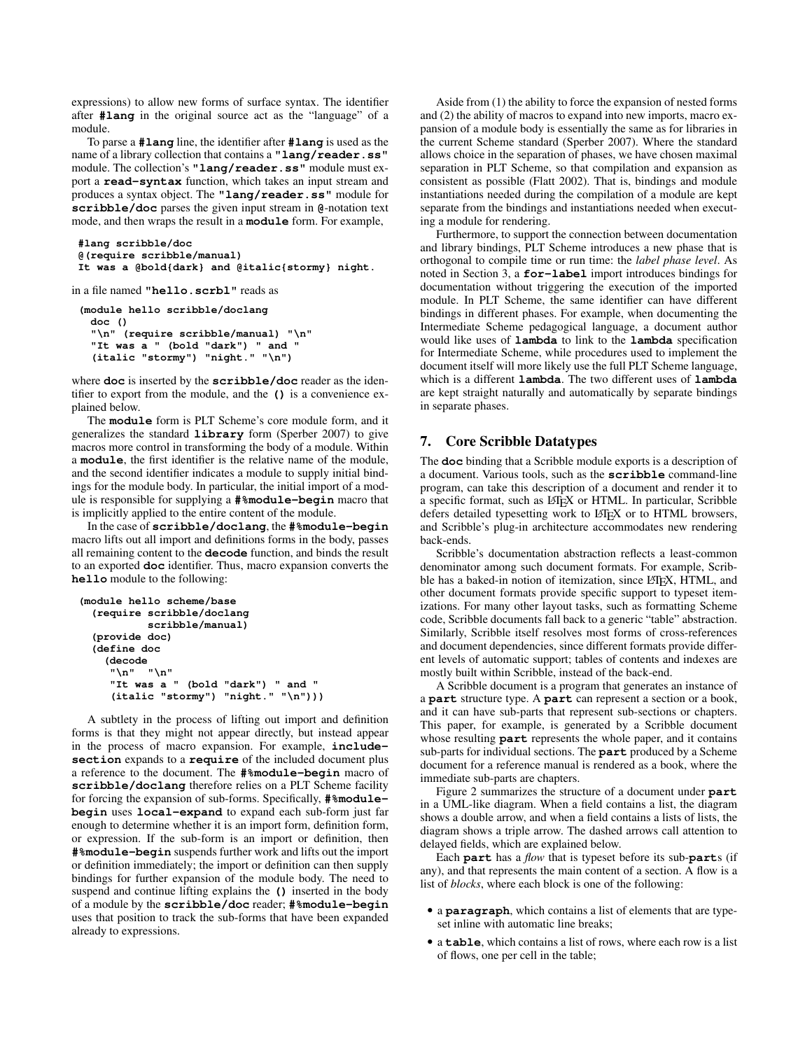expressions) to allow new forms of surface syntax. The identifier after **#lang** in the original source act as the "language" of a module.

To parse a **#lang** line, the identifier after **#lang** is used as the name of a library collection that contains a **"lang/reader.ss"** module. The collection's **"lang/reader.ss"** module must export a **read-syntax** function, which takes an input stream and produces a syntax object. The **"lang/reader.ss"** module for **scribble/doc** parses the given input stream in **@**-notation text mode, and then wraps the result in a **module** form. For example,

```
#lang scribble/doc
@(require scribble/manual)
It was a @bold{dark} and @italic{stormy} night.
```

in a file named **"hello.scrbl"** reads as

```
(module hello scribble/doclang
  doc ()
  "\n" (require scribble/manual) "\n"
  "It was a " (bold "dark") " and "
  (italic "stormy") "night." "\n")
```

where **doc** is inserted by the **scribble/doc** reader as the identifier to export from the module, and the **()** is a convenience explained below.

The **module** form is PLT Scheme's core module form, and it generalizes the standard **library** form (Sperber 2007) to give macros more control in transforming the body of a module. Within a **module**, the first identifier is the relative name of the module, and the second identifier indicates a module to supply initial bindings for the module body. In particular, the initial import of a module is responsible for supplying a **#%module-begin** macro that is implicitly applied to the entire content of the module.

In the case of **scribble/doclang**, the **#%module-begin** macro lifts out all import and definitions forms in the body, passes all remaining content to the **decode** function, and binds the result to an exported **doc** identifier. Thus, macro expansion converts the **hello** module to the following:

```
(module hello scheme/base
  (require scribble/doclang
           scribble/manual)
  (provide doc)
  (define doc
    (decode
     "\n"  "\n"
     "It was a " (bold "dark") " and "
     (italic "stormy") "night." "\n")))
```

A subtlety in the process of lifting out import and definition forms is that they might not appear directly, but instead appear in the process of macro expansion. For example, **include-section** expands to a **require** of the included document plus a reference to the document. The **#%module-begin** macro of **scribble/doclang** therefore relies on a PLT Scheme facility for forcing the expansion of sub-forms. Specifically, **#%module-begin** uses **local-expand** to expand each sub-form just far enough to determine whether it is an import form, definition form, or expression. If the sub-form is an import or definition, then **#%module-begin** suspends further work and lifts out the import or definition immediately; the import or definition can then supply bindings for further expansion of the module body. The need to suspend and continue lifting explains the **()** inserted in the body of a module by the **scribble/doc** reader; **#%module-begin** uses that position to track the sub-forms that have been expanded already to expressions.

Aside from (1) the ability to force the expansion of nested forms and (2) the ability of macros to expand into new imports, macro expansion of a module body is essentially the same as for libraries in the current Scheme standard (Sperber 2007). Where the standard allows choice in the separation of phases, we have chosen maximal separation in PLT Scheme, so that compilation and expansion as consistent as possible (Flatt 2002). That is, bindings and module instantiations needed during the compilation of a module are kept separate from the bindings and instantiations needed when executing a module for rendering.

Furthermore, to support the connection between documentation and library bindings, PLT Scheme introduces a new phase that is orthogonal to compile time or run time: the *label phase level*. As noted in Section 3, a **for-label** import introduces bindings for documentation without triggering the execution of the imported module. In PLT Scheme, the same identifier can have different bindings in different phases. For example, when documenting the Intermediate Scheme pedagogical language, a document author would like uses of **lambda** to link to the **lambda** specification for Intermediate Scheme, while procedures used to implement the document itself will more likely use the full PLT Scheme language, which is a different **lambda**. The two different uses of **lambda** are kept straight naturally and automatically by separate bindings in separate phases.

## 7. Core Scribble Datatypes

The **doc** binding that a Scribble module exports is a description of a document. Various tools, such as the **scribble** command-line program, can take this description of a document and render it to a specific format, such as LaTeX or HTML. In particular, Scribble defers detailed typesetting work to LaTeX or to HTML browsers, and Scribble's plug-in architecture accommodates new rendering back-ends.

Scribble's documentation abstraction reflects a least-common denominator among such document formats. For example, Scribble has a baked-in notion of itemization, since LaTeX, HTML, and other document formats provide specific support to typeset itemizations. For many other layout tasks, such as formatting Scheme code, Scribble documents fall back to a generic "table" abstraction. Similarly, Scribble itself resolves most forms of cross-references and document dependencies, since different formats provide different levels of automatic support; tables of contents and indexes are mostly built within Scribble, instead of the back-end.

A Scribble document is a program that generates an instance of a **part** structure type. A **part** can represent a section or a book, and it can have sub-parts that represent sub-sections or chapters. This paper, for example, is generated by a Scribble document whose resulting **part** represents the whole paper, and it contains sub-parts for individual sections. The **part** produced by a Scheme document for a reference manual is rendered as a book, where the immediate sub-parts are chapters.

Figure 2 summarizes the structure of a document under **part** in a UML-like diagram. When a field contains a list, the diagram shows a double arrow, and when a field contains a lists of lists, the diagram shows a triple arrow. The dashed arrows call attention to delayed fields, which are explained below.

Each **part** has a *flow* that is typeset before its sub-**part**s (if any), and that represents the main content of a section. A flow is a list of *blocks*, where each block is one of the following:

- a **paragraph**, which contains a list of elements that are typeset inline with automatic line breaks;
- a **table**, which contains a list of rows, where each row is a list of flows, one per cell in the table;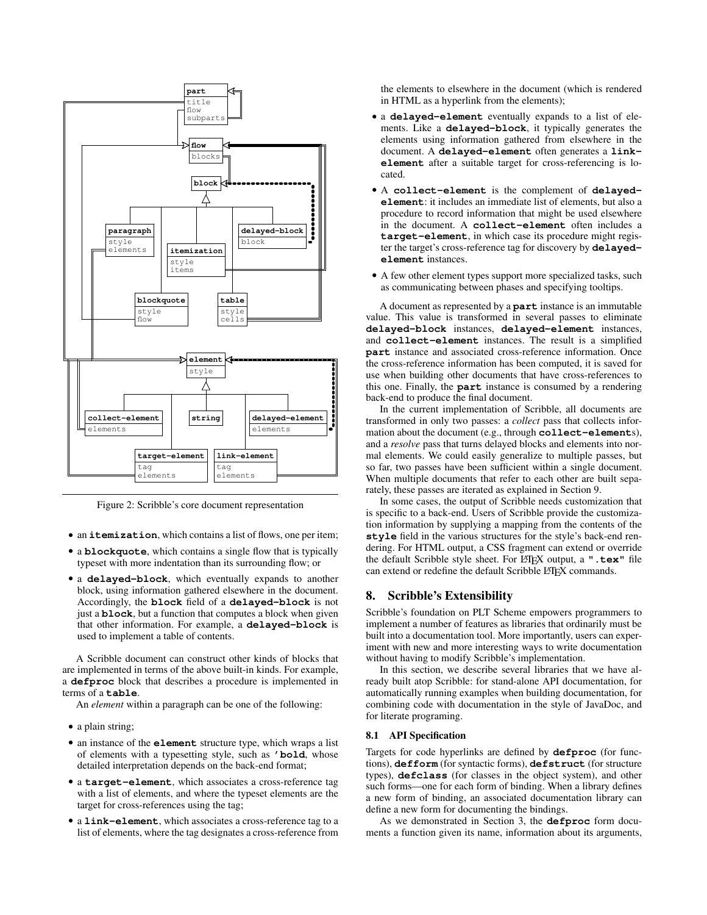part
title
flow
subparts

flow
blocks

block

paragraph
style
elements

itemization
style
items

delayed-block
block

blockquote
style
flow

table
style
cells

element
style

collect-element
elements

string

delayed-element
elements

target-element
tag
elements

link-element
tag
elements

Figure 2: Scribble's core document representation

- an **itemization**, which contains a list of flows, one per item;
- a **blockquote**, which contains a single flow that is typically typeset with more indentation than its surrounding flow; or
- a **delayed-block**, which eventually expands to another block, using information gathered elsewhere in the document. Accordingly, the **block** field of a **delayed-block** is not just a **block**, but a function that computes a block when given that other information. For example, a **delayed-block** is used to implement a table of contents.

A Scribble document can construct other kinds of blocks that are implemented in terms of the above built-in kinds. For example, a **defproc** block that describes a procedure is implemented in terms of a **table**.

An *element* within a paragraph can be one of the following:

- a plain string;
- an instance of the **element** structure type, which wraps a list of elements with a typesetting style, such as **'bold**, whose detailed interpretation depends on the back-end format;
- a **target-element**, which associates a cross-reference tag with a list of elements, and where the typeset elements are the target for cross-references using the tag;
- a **link-element**, which associates a cross-reference tag to a list of elements, where the tag designates a cross-reference from the elements to elsewhere in the document (which is rendered in HTML as a hyperlink from the elements);
- a **delayed-element** eventually expands to a list of elements. Like a **delayed-block**, it typically generates the elements using information gathered from elsewhere in the document. A **delayed-element** often generates a **link-element** after a suitable target for cross-referencing is located.
- A **collect-element** is the complement of **delayed-element**: it includes an immediate list of elements, but also a procedure to record information that might be used elsewhere in the document. A **collect-element** often includes a **target-element**, in which case its procedure might register the target's cross-reference tag for discovery by **delayed-element** instances.
- A few other element types support more specialized tasks, such as communicating between phases and specifying tooltips.

A document as represented by a **part** instance is an immutable value. This value is transformed in several passes to eliminate **delayed-block** instances, **delayed-element** instances, and **collect-element** instances. The result is a simplified **part** instance and associated cross-reference information. Once the cross-reference information has been computed, it is saved for use when building other documents that have cross-references to this one. Finally, the **part** instance is consumed by a rendering back-end to produce the final document.

In the current implementation of Scribble, all documents are transformed in only two passes: a *collect* pass that collects information about the document (e.g., through **collect-element**s), and a *resolve* pass that turns delayed blocks and elements into normal elements. We could easily generalize to multiple passes, but so far, two passes have been sufficient within a single document. When multiple documents that refer to each other are built separately, these passes are iterated as explained in Section 9.

In some cases, the output of Scribble needs customization that is specific to a back-end. Users of Scribble provide the customization information by supplying a mapping from the contents of the **style** field in the various structures for the style's back-end rendering. For HTML output, a CSS fragment can extend or override the default Scribble style sheet. For LaTeX output, a **".tex"** file can extend or redefine the default Scribble LaTeX commands.

## 8. Scribble's Extensibility

Scribble's foundation on PLT Scheme empowers programmers to implement a number of features as libraries that ordinarily must be built into a documentation tool. More importantly, users can experiment with new and more interesting ways to write documentation without having to modify Scribble's implementation.

In this section, we describe several libraries that we have already built atop Scribble: for stand-alone API documentation, for automatically running examples when building documentation, for combining code with documentation in the style of JavaDoc, and for literate programing.

### 8.1 API Specification

Targets for code hyperlinks are defined by **defproc** (for functions), **defform** (for syntactic forms), **defstruct** (for structure types), **defclass** (for classes in the object system), and other such forms—one for each form of binding. When a library defines a new form of binding, an associated documentation library can define a new form for documenting the bindings.

As we demonstrated in Section 3, the **defproc** form documents a function given its name, information about its arguments,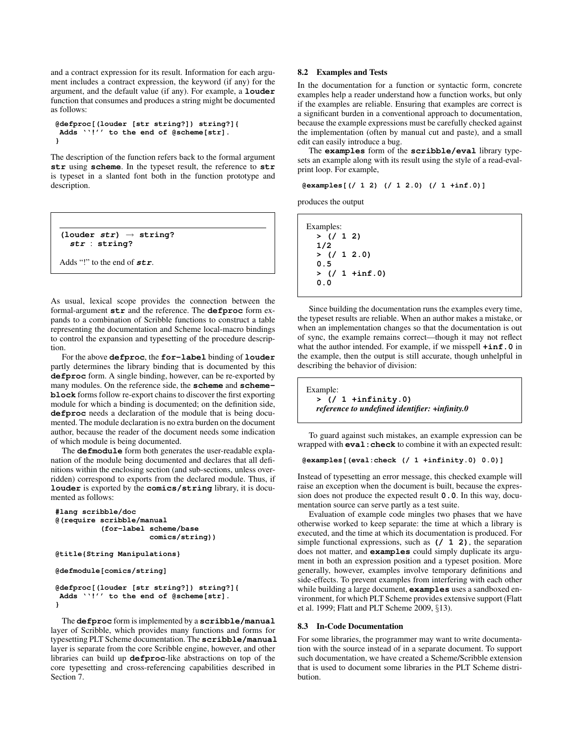and a contract expression for its result. Information for each argument includes a contract expression, the keyword (if any) for the argument, and the default value (if any). For example, a **louder** function that consumes and produces a string might be documented as follows:

```
@defproc[(louder [str string?]) string?]{
 Adds ``!'' to the end of @scheme[str].
}
```

The description of the function refers back to the formal argument **str** using **scheme**. In the typeset result, the reference to **str** is typeset in a slanted font both in the function prototype and description.

```
(louder str) → string?
  str : string?

Adds "!" to the end of str.
```

As usual, lexical scope provides the connection between the formal-argument **str** and the reference. The **defproc** form expands to a combination of Scribble functions to construct a table representing the documentation and Scheme local-macro bindings to control the expansion and typesetting of the procedure description.

For the above **defproc**, the **for-label** binding of **louder** partly determines the library binding that is documented by this **defproc** form. A single binding, however, can be re-exported by many modules. On the reference side, the **scheme** and **schemeblock** forms follow re-export chains to discover the first exporting module for which a binding is documented; on the definition side, **defproc** needs a declaration of the module that is being documented. The module declaration is no extra burden on the document author, because the reader of the document needs some indication of which module is being documented.

The **defmodule** form both generates the user-readable explanation of the module being documented and declares that all definitions within the enclosing section (and sub-sections, unless overridden) correspond to exports from the declared module. Thus, if **louder** is exported by the **comics/string** library, it is documented as follows:

```
#lang scribble/doc
@(require scribble/manual
          (for-label scheme/base
                     comics/string))

@title{String Manipulations}

@defmodule[comics/string]

@defproc[(louder [str string?]) string?]{
 Adds ``!'' to the end of @scheme[str].
}
```

The **defproc** form is implemented by a **scribble/manual** layer of Scribble, which provides many functions and forms for typesetting PLT Scheme documentation. The **scribble/manual** layer is separate from the core Scribble engine, however, and other libraries can build up **defproc**-like abstractions on top of the core typesetting and cross-referencing capabilities described in Section 7.

### 8.2 Examples and Tests

In the documentation for a function or syntactic form, concrete examples help a reader understand how a function works, but only if the examples are reliable. Ensuring that examples are correct is a significant burden in a conventional approach to documentation, because the example expressions must be carefully checked against the implementation (often by manual cut and paste), and a small edit can easily introduce a bug.

The **examples** form of the **scribble/eval** library typesets an example along with its result using the style of a read-eval-print loop. For example,

```
@examples[(/ 1 2) (/ 1 2.0) (/ 1 +inf.0)]
```

produces the output

```
Examples:
  > (/ 1 2)
  1/2
  > (/ 1 2.0)
  0.5
  > (/ 1 +inf.0)
  0.0
```

Since building the documentation runs the examples every time, the typeset results are reliable. When an author makes a mistake, or when an implementation changes so that the documentation is out of sync, the example remains correct—though it may not reflect what the author intended. For example, if we misspell **+inf.0** in the example, then the output is still accurate, though unhelpful in describing the behavior of division:

```
Example:
  > (/ 1 +infinity.0)
  reference to undefined identifier: +infinity.0
```

To guard against such mistakes, an example expression can be wrapped with **eval:check** to combine it with an expected result:

```
@examples[(eval:check (/ 1 +infinity.0) 0.0)]
```

Instead of typesetting an error message, this checked example will raise an exception when the document is built, because the expression does not produce the expected result **0.0**. In this way, documentation source can serve partly as a test suite.

Evaluation of example code mingles two phases that we have otherwise worked to keep separate: the time at which a library is executed, and the time at which its documentation is produced. For simple functional expressions, such as **(/ 1 2)**, the separation does not matter, and **examples** could simply duplicate its argument in both an expression position and a typeset position. More generally, however, examples involve temporary definitions and side-effects. To prevent examples from interfering with each other while building a large document, **examples** uses a sandboxed environment, for which PLT Scheme provides extensive support (Flatt et al. 1999; Flatt and PLT Scheme 2009, §13).

### 8.3 In-Code Documentation

For some libraries, the programmer may want to write documentation with the source instead of in a separate document. To support such documentation, we have created a Scheme/Scribble extension that is used to document some libraries in the PLT Scheme distribution.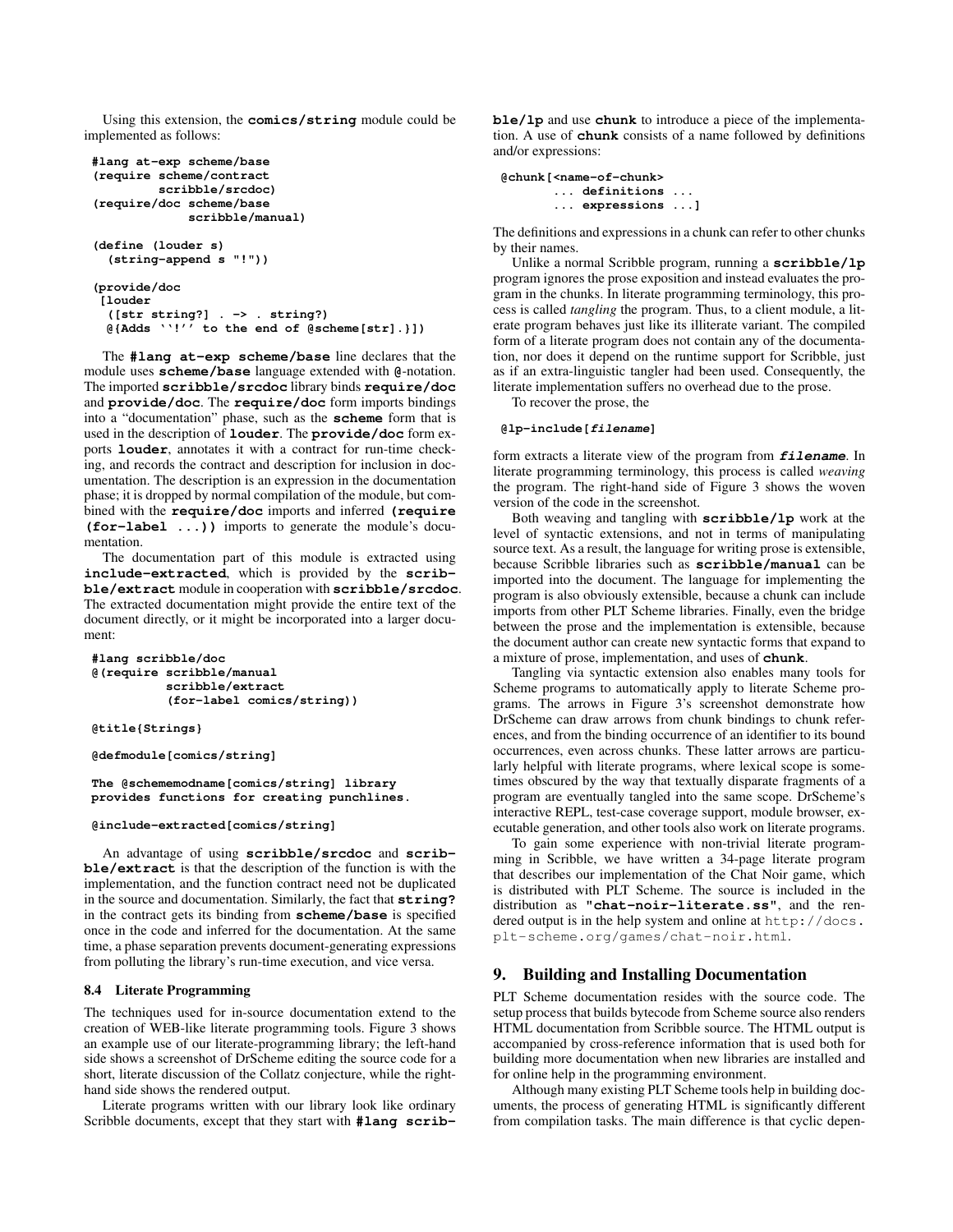Using this extension, the **comics/string** module could be implemented as follows:

```
#lang at-exp scheme/base
(require scheme/contract
         scribble/srcdoc)
(require/doc scheme/base
             scribble/manual)

(define (louder s)
  (string-append s "!"))

(provide/doc
 [louder
  ([str string?] . -> . string?)
  @{Adds ``!'' to the end of @scheme[str].}])
```

The **#lang at-exp scheme/base** line declares that the module uses **scheme/base** language extended with **@**-notation. The imported **scribble/srcdoc** library binds **require/doc** and **provide/doc**. The **require/doc** form imports bindings into a "documentation" phase, such as the **scheme** form that is used in the description of **louder**. The **provide/doc** form exports **louder**, annotates it with a contract for run-time checking, and records the contract and description for inclusion in documentation. The description is an expression in the documentation phase; it is dropped by normal compilation of the module, but combined with the **require/doc** imports and inferred **(require (for-label ...))** imports to generate the module's documentation.

The documentation part of this module is extracted using **include-extracted**, which is provided by the **scribble/extract** module in cooperation with **scribble/srcdoc**. The extracted documentation might provide the entire text of the document directly, or it might be incorporated into a larger document:

```
#lang scribble/doc
@(require scribble/manual
          scribble/extract
          (for-label comics/string))

@title{Strings}

@defmodule[comics/string]

The @schememodname[comics/string] library
provides functions for creating punchlines.

@include-extracted[comics/string]
```

An advantage of using **scribble/srcdoc** and **scribble/extract** is that the description of the function is with the implementation, and the function contract need not be duplicated in the source and documentation. Similarly, the fact that **string?** in the contract gets its binding from **scheme/base** is specified once in the code and inferred for the documentation. At the same time, a phase separation prevents document-generating expressions from polluting the library's run-time execution, and vice versa.

### 8.4 Literate Programming

The techniques used for in-source documentation extend to the creation of WEB-like literate programming tools. Figure 3 shows an example use of our literate-programming library; the left-hand side shows a screenshot of DrScheme editing the source code for a short, literate discussion of the Collatz conjecture, while the right-hand side shows the rendered output.

Literate programs written with our library look like ordinary Scribble documents, except that they start with **#lang scribble/lp** and use **chunk** to introduce a piece of the implementation. A use of **chunk** consists of a name followed by definitions and/or expressions:

```
@chunk[<name-of-chunk>
       ... definitions ...
       ... expressions ...]
```

The definitions and expressions in a chunk can refer to other chunks by their names.

Unlike a normal Scribble program, running a **scribble/lp** program ignores the prose exposition and instead evaluates the program in the chunks. In literate programming terminology, this process is called *tangling* the program. Thus, to a client module, a literate program behaves just like its illiterate variant. The compiled form of a literate program does not contain any of the documentation, nor does it depend on the runtime support for Scribble, just as if an extra-linguistic tangler had been used. Consequently, the literate implementation suffers no overhead due to the prose.

To recover the prose, the

```
@lp-include[filename]
```

form extracts a literate view of the program from ***filename***. In literate programming terminology, this process is called *weaving* the program. The right-hand side of Figure 3 shows the woven version of the code in the screenshot.

Both weaving and tangling with **scribble/lp** work at the level of syntactic extensions, and not in terms of manipulating source text. As a result, the language for writing prose is extensible, because Scribble libraries such as **scribble/manual** can be imported into the document. The language for implementing the program is also obviously extensible, because a chunk can include imports from other PLT Scheme libraries. Finally, even the bridge between the prose and the implementation is extensible, because the document author can create new syntactic forms that expand to a mixture of prose, implementation, and uses of **chunk**.

Tangling via syntactic extension also enables many tools for Scheme programs to automatically apply to literate Scheme programs. The arrows in Figure 3's screenshot demonstrate how DrScheme can draw arrows from chunk bindings to chunk references, and from the binding occurrence of an identifier to its bound occurrences, even across chunks. These latter arrows are particularly helpful with literate programs, where lexical scope is sometimes obscured by the way that textually disparate fragments of a program are eventually tangled into the same scope. DrScheme's interactive REPL, test-case coverage support, module browser, executable generation, and other tools also work on literate programs.

To gain some experience with non-trivial literate programming in Scribble, we have written a 34-page literate program that describes our implementation of the Chat Noir game, which is distributed with PLT Scheme. The source is included in the distribution as **"chat-noir-literate.ss"**, and the rendered output is in the help system and online at `http://docs.plt-scheme.org/games/chat-noir.html`.

## 9. Building and Installing Documentation

PLT Scheme documentation resides with the source code. The setup process that builds bytecode from Scheme source also renders HTML documentation from Scribble source. The HTML output is accompanied by cross-reference information that is used both for building more documentation when new libraries are installed and for online help in the programming environment.

Although many existing PLT Scheme tools help in building documents, the process of generating HTML is significantly different from compilation tasks. The main difference is that cyclic depen-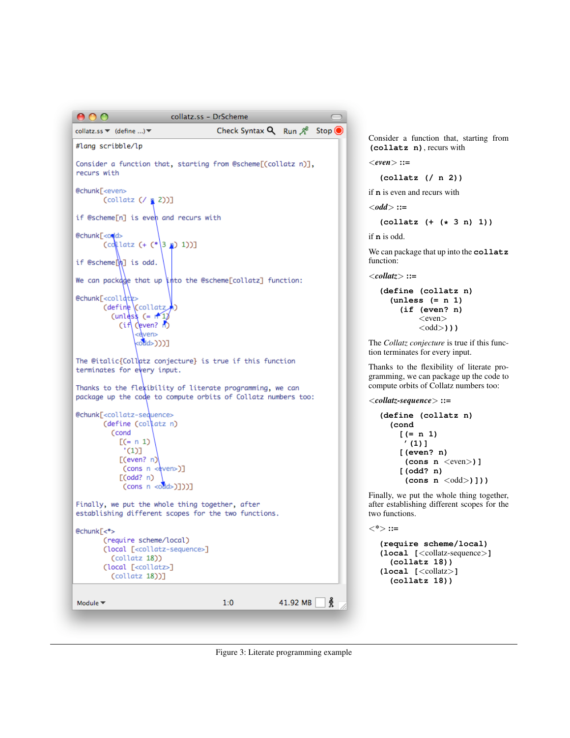```
#lang scribble/lp

Consider a function that, starting from @scheme[(collatz n)],
recurs with

@chunk[<even>
       (collatz (/ n 2))]

if @scheme[n] is even and recurs with

@chunk[<odd>
       (collatz (+ (* 3 n) 1))]

if @scheme[n] is odd.

We can package that up into the @scheme[collatz] function:

@chunk[<collatz>
       (define (collatz n)
         (unless (= n 1)
           (if (even? n)
               <even>
               <odd>)))]

The @italic{Collatz conjecture} is true if this function
terminates for every input.

Thanks to the flexibility of literate programming, we can
package up the code to compute orbits of Collatz numbers too:

@chunk[<collatz-sequence>
       (define (collatz n)
         (cond
           [(= n 1)
            '(1)]
           [(even? n)
            (cons n <even>)]
           [(odd? n)
            (cons n <odd>)]))]

Finally, we put the whole thing together, after
establishing different scopes for the two functions.

@chunk[<*>
       (require scheme/local)
       (local [<collatz-sequence>]
         (collatz 18))
       (local [<collatz>]
         (collatz 18))]
```

Consider a function that, starting from **(collatz n)**, recurs with

*<even>* ::=

```
(collatz (/ n 2))
```

if **n** is even and recurs with

*<odd>* ::=

```
(collatz (+ (* 3 n) 1))
```

if **n** is odd.

We can package that up into the **collatz** function:

*<collatz>* ::=

```
(define (collatz n)
  (unless (= n 1)
    (if (even? n)
        <even>
        <odd>)))
```

The *Collatz conjecture* is true if this function terminates for every input.

Thanks to the flexibility of literate programming, we can package up the code to compute orbits of Collatz numbers too:

*<collatz-sequence>* ::=

```
(define (collatz n)
  (cond
    [(= n 1)
     '(1)]
    [(even? n)
     (cons n <even>)]
    [(odd? n)
     (cons n <odd>)]))
```

Finally, we put the whole thing together, after establishing different scopes for the two functions.

*<\*>* ::=

```
(require scheme/local)
(local [<collatz-sequence>]
  (collatz 18))
(local [<collatz>]
  (collatz 18))
```

Figure 3: Literate programming example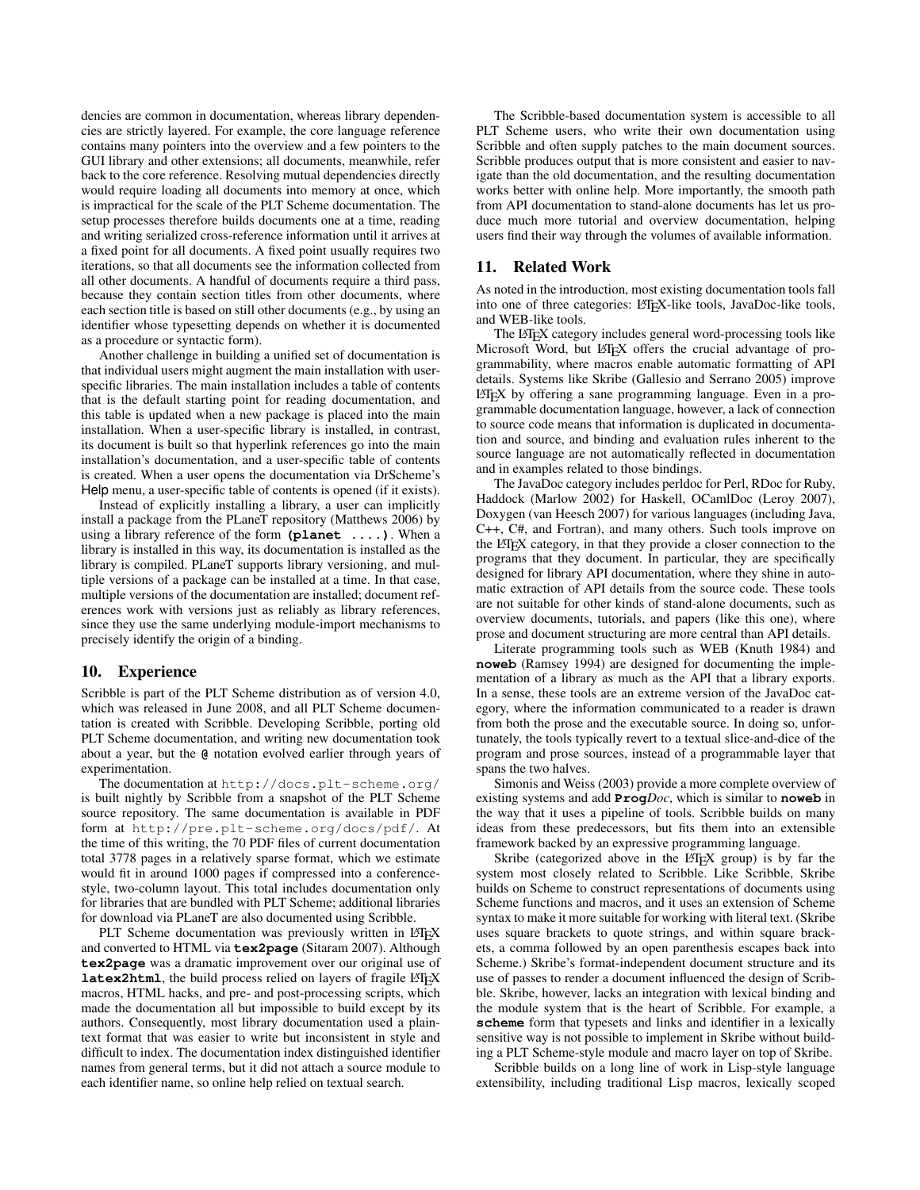dencies are common in documentation, whereas library dependencies are strictly layered. For example, the core language reference contains many pointers into the overview and a few pointers to the GUI library and other extensions; all documents, meanwhile, refer back to the core reference. Resolving mutual dependencies directly would require loading all documents into memory at once, which is impractical for the scale of the PLT Scheme documentation. The setup processes therefore builds documents one at a time, reading and writing serialized cross-reference information until it arrives at a fixed point for all documents. A fixed point usually requires two iterations, so that all documents see the information collected from all other documents. A handful of documents require a third pass, because they contain section titles from other documents, where each section title is based on still other documents (e.g., by using an identifier whose typesetting depends on whether it is documented as a procedure or syntactic form).

Another challenge in building a unified set of documentation is that individual users might augment the main installation with user-specific libraries. The main installation includes a table of contents that is the default starting point for reading documentation, and this table is updated when a new package is placed into the main installation. When a user-specific library is installed, in contrast, its document is built so that hyperlink references go into the main installation's documentation, and a user-specific table of contents is created. When a user opens the documentation via DrScheme's Help menu, a user-specific table of contents is opened (if it exists).

Instead of explicitly installing a library, a user can implicitly install a package from the PLaneT repository (Matthews 2006) by using a library reference of the form **(planet ....)**. When a library is installed in this way, its documentation is installed as the library is compiled. PLaneT supports library versioning, and multiple versions of a package can be installed at a time. In that case, multiple versions of the documentation are installed; document references work with versions just as reliably as library references, since they use the same underlying module-import mechanisms to precisely identify the origin of a binding.

## 10. Experience

Scribble is part of the PLT Scheme distribution as of version 4.0, which was released in June 2008, and all PLT Scheme documentation is created with Scribble. Developing Scribble, porting old PLT Scheme documentation, and writing new documentation took about a year, but the **@** notation evolved earlier through years of experimentation.

The documentation at `http://docs.plt-scheme.org/` is built nightly by Scribble from a snapshot of the PLT Scheme source repository. The same documentation is available in PDF form at `http://pre.plt-scheme.org/docs/pdf/`. At the time of this writing, the 70 PDF files of current documentation total 3778 pages in a relatively sparse format, which we estimate would fit in around 1000 pages if compressed into a conference-style, two-column layout. This total includes documentation only for libraries that are bundled with PLT Scheme; additional libraries for download via PLaneT are also documented using Scribble.

PLT Scheme documentation was previously written in LaTeX and converted to HTML via **tex2page** (Sitaram 2007). Although **tex2page** was a dramatic improvement over our original use of **latex2html**, the build process relied on layers of fragile LaTeX macros, HTML hacks, and pre- and post-processing scripts, which made the documentation all but impossible to build except by its authors. Consequently, most library documentation used a plain-text format that was easier to write but inconsistent in style and difficult to index. The documentation index distinguished identifier names from general terms, but it did not attach a source module to each identifier name, so online help relied on textual search.

The Scribble-based documentation system is accessible to all PLT Scheme users, who write their own documentation using Scribble and often supply patches to the main document sources. Scribble produces output that is more consistent and easier to navigate than the old documentation, and the resulting documentation works better with online help. More importantly, the smooth path from API documentation to stand-alone documents has let us produce much more tutorial and overview documentation, helping users find their way through the volumes of available information.

## 11. Related Work

As noted in the introduction, most existing documentation tools fall into one of three categories: LaTeX-like tools, JavaDoc-like tools, and WEB-like tools.

The LaTeX category includes general word-processing tools like Microsoft Word, but LaTeX offers the crucial advantage of programmability, where macros enable automatic formatting of API details. Systems like Skribe (Gallesio and Serrano 2005) improve LaTeX by offering a sane programming language. Even in a programmable documentation language, however, a lack of connection to source code means that information is duplicated in documentation and source, and binding and evaluation rules inherent to the source language are not automatically reflected in documentation and in examples related to those bindings.

The JavaDoc category includes perldoc for Perl, RDoc for Ruby, Haddock (Marlow 2002) for Haskell, OCamlDoc (Leroy 2007), Doxygen (van Heesch 2007) for various languages (including Java, C++, C#, and Fortran), and many others. Such tools improve on the LaTeX category, in that they provide a closer connection to the programs that they document. In particular, they are specifically designed for library API documentation, where they shine in automatic extraction of API details from the source code. These tools are not suitable for other kinds of stand-alone documents, such as overview documents, tutorials, and papers (like this one), where prose and document structuring are more central than API details.

Literate programming tools such as WEB (Knuth 1984) and **noweb** (Ramsey 1994) are designed for documenting the implementation of a library as much as the API that a library exports. In a sense, these tools are an extreme version of the JavaDoc category, where the information communicated to a reader is drawn from both the prose and the executable source. In doing so, unfortunately, the tools typically revert to a textual slice-and-dice of the program and prose sources, instead of a programmable layer that spans the two halves.

Simonis and Weiss (2003) provide a more complete overview of existing systems and add **Prog***Doc*, which is similar to **noweb** in the way that it uses a pipeline of tools. Scribble builds on many ideas from these predecessors, but fits them into an extensible framework backed by an expressive programming language.

Skribe (categorized above in the LaTeX group) is by far the system most closely related to Scribble. Like Scribble, Skribe builds on Scheme to construct representations of documents using Scheme functions and macros, and it uses an extension of Scheme syntax to make it more suitable for working with literal text. (Skribe uses square brackets to quote strings, and within square brackets, a comma followed by an open parenthesis escapes back into Scheme.) Skribe's format-independent document structure and its use of passes to render a document influenced the design of Scribble. Skribe, however, lacks an integration with lexical binding and the module system that is the heart of Scribble. For example, a **scheme** form that typesets and links and identifier in a lexically sensitive way is not possible to implement in Skribe without building a PLT Scheme-style module and macro layer on top of Skribe.

Scribble builds on a long line of work in Lisp-style language extensibility, including traditional Lisp macros, lexically scoped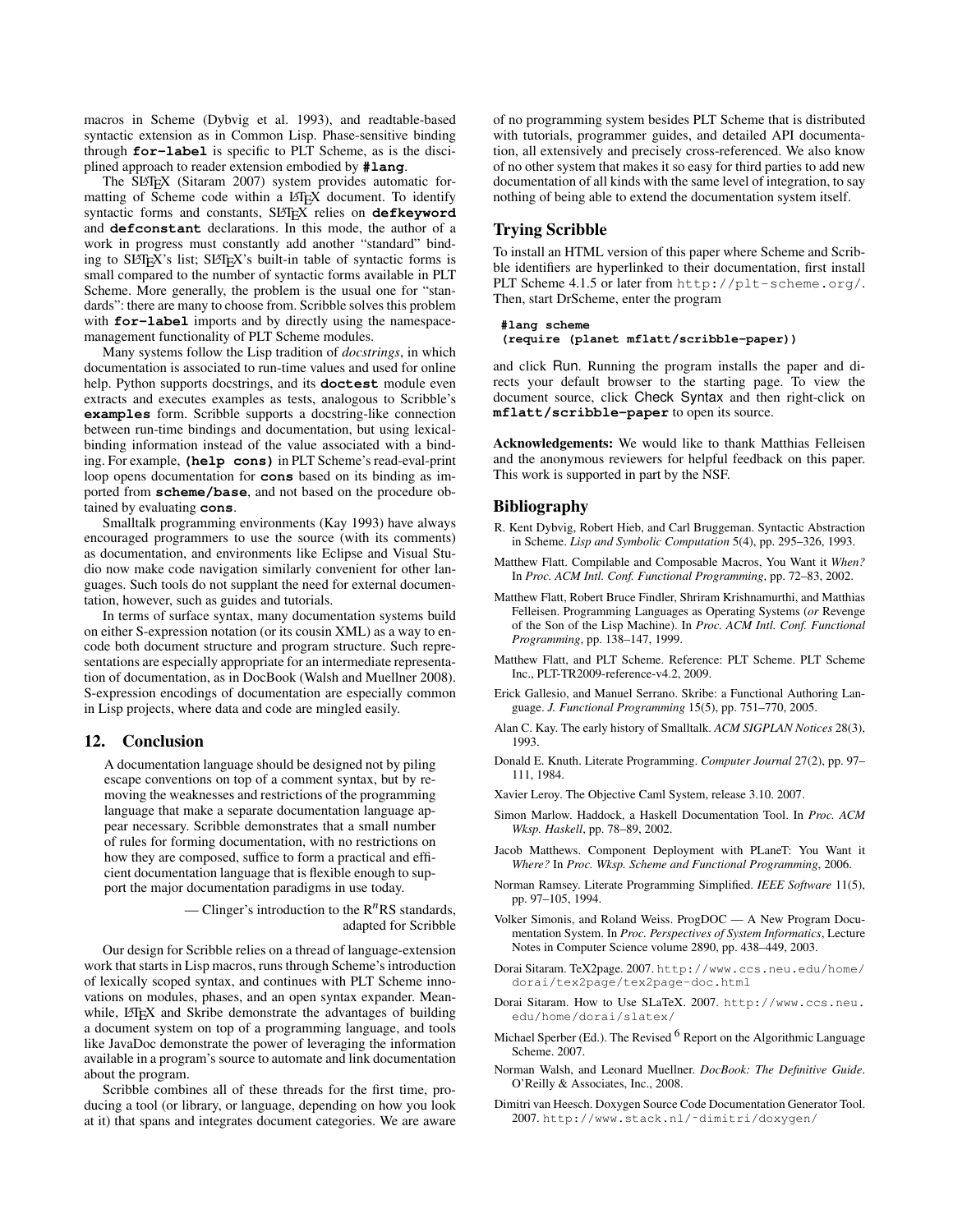macros in Scheme (Dybvig et al. 1993), and readtable-based syntactic extension as in Common Lisp. Phase-sensitive binding through **for-label** is specific to PLT Scheme, as is the disciplined approach to reader extension embodied by **#lang**.

The SLaTeX (Sitaram 2007) system provides automatic formatting of Scheme code within a LaTeX document. To identify syntactic forms and constants, SLaTeX relies on **defkeyword** and **defconstant** declarations. In this mode, the author of a work in progress must constantly add another "standard" binding to SLaTeX's list; SLaTeX's built-in table of syntactic forms is small compared to the number of syntactic forms available in PLT Scheme. More generally, the problem is the usual one for "standards": there are many to choose from. Scribble solves this problem with **for-label** imports and by directly using the namespace-management functionality of PLT Scheme modules.

Many systems follow the Lisp tradition of *docstrings*, in which documentation is associated to run-time values and used for online help. Python supports docstrings, and its **doctest** module even extracts and executes examples as tests, analogous to Scribble's **examples** form. Scribble supports a docstring-like connection between run-time bindings and documentation, but using lexical-binding information instead of the value associated with a binding. For example, **(help cons)** in PLT Scheme's read-eval-print loop opens documentation for **cons** based on its binding as imported from **scheme/base**, and not based on the procedure obtained by evaluating **cons**.

Smalltalk programming environments (Kay 1993) have always encouraged programmers to use the source (with its comments) as documentation, and environments like Eclipse and Visual Studio now make code navigation similarly convenient for other languages. Such tools do not supplant the need for external documentation, however, such as guides and tutorials.

In terms of surface syntax, many documentation systems build on either S-expression notation (or its cousin XML) as a way to encode both document structure and program structure. Such representations are especially appropriate for an intermediate representation of documentation, as in DocBook (Walsh and Muellner 2008). S-expression encodings of documentation are especially common in Lisp projects, where data and code are mingled easily.

## 12. Conclusion

> A documentation language should be designed not by piling escape conventions on top of a comment syntax, but by removing the weaknesses and restrictions of the programming language that make a separate documentation language appear necessary. Scribble demonstrates that a small number of rules for forming documentation, with no restrictions on how they are composed, suffice to form a practical and efficient documentation language that is flexible enough to support the major documentation paradigms in use today.
>
> — Clinger's introduction to the $R^n$RS standards, adapted for Scribble

Our design for Scribble relies on a thread of language-extension work that starts in Lisp macros, runs through Scheme's introduction of lexically scoped syntax, and continues with PLT Scheme innovations on modules, phases, and an open syntax expander. Meanwhile, LaTeX and Skribe demonstrate the advantages of building a document system on top of a programming language, and tools like JavaDoc demonstrate the power of leveraging the information available in a program's source to automate and link documentation about the program.

Scribble combines all of these threads for the first time, producing a tool (or library, or language, depending on how you look at it) that spans and integrates document categories. We are aware of no programming system besides PLT Scheme that is distributed with tutorials, programmer guides, and detailed API documentation, all extensively and precisely cross-referenced. We also know of no other system that makes it so easy for third parties to add new documentation of all kinds with the same level of integration, to say nothing of being able to extend the documentation system itself.

## Trying Scribble

To install an HTML version of this paper where Scheme and Scribble identifiers are hyperlinked to their documentation, first install PLT Scheme 4.1.5 or later from `http://plt-scheme.org/`. Then, start DrScheme, enter the program

```
#lang scheme
(require (planet mflatt/scribble-paper))
```

and click Run. Running the program installs the paper and directs your default browser to the starting page. To view the document source, click Check Syntax and then right-click on **mflatt/scribble-paper** to open its source.

**Acknowledgements:** We would like to thank Matthias Felleisen and the anonymous reviewers for helpful feedback on this paper. This work is supported in part by the NSF.

## Bibliography

R. Kent Dybvig, Robert Hieb, and Carl Bruggeman. Syntactic Abstraction in Scheme. *Lisp and Symbolic Computation* 5(4), pp. 295–326, 1993.

Matthew Flatt. Compilable and Composable Macros, You Want it *When?* In *Proc. ACM Intl. Conf. Functional Programming*, pp. 72–83, 2002.

Matthew Flatt, Robert Bruce Findler, Shriram Krishnamurthi, and Matthias Felleisen. Programming Languages as Operating Systems (*or* Revenge of the Son of the Lisp Machine). In *Proc. ACM Intl. Conf. Functional Programming*, pp. 138–147, 1999.

Matthew Flatt, and PLT Scheme. Reference: PLT Scheme. PLT Scheme Inc., PLT-TR2009-reference-v4.2, 2009.

Erick Gallesio, and Manuel Serrano. Skribe: a Functional Authoring Language. *J. Functional Programming* 15(5), pp. 751–770, 2005.

Alan C. Kay. The early history of Smalltalk. *ACM SIGPLAN Notices* 28(3), 1993.

Donald E. Knuth. Literate Programming. *Computer Journal* 27(2), pp. 97–111, 1984.

Xavier Leroy. The Objective Caml System, release 3.10. 2007.

Simon Marlow. Haddock, a Haskell Documentation Tool. In *Proc. ACM Wksp. Haskell*, pp. 78–89, 2002.

Jacob Matthews. Component Deployment with PLaneT: You Want it *Where?* In *Proc. Wksp. Scheme and Functional Programming*, 2006.

Norman Ramsey. Literate Programming Simplified. *IEEE Software* 11(5), pp. 97–105, 1994.

Volker Simonis, and Roland Weiss. ProgDOC — A New Program Documentation System. In *Proc. Perspectives of System Informatics*, Lecture Notes in Computer Science volume 2890, pp. 438–449, 2003.

Dorai Sitaram. TeX2page. 2007. `http://www.ccs.neu.edu/home/dorai/tex2page/tex2page-doc.html`

Dorai Sitaram. How to Use SLaTeX. 2007. `http://www.ccs.neu.edu/home/dorai/slatex/`

Michael Sperber (Ed.). The Revised [6] Report on the Algorithmic Language Scheme. 2007.

Norman Walsh, and Leonard Muellner. *DocBook: The Definitive Guide*. O'Reilly & Associates, Inc., 2008.

Dimitri van Heesch. Doxygen Source Code Documentation Generator Tool. 2007. `http://www.stack.nl/~dimitri/doxygen/`